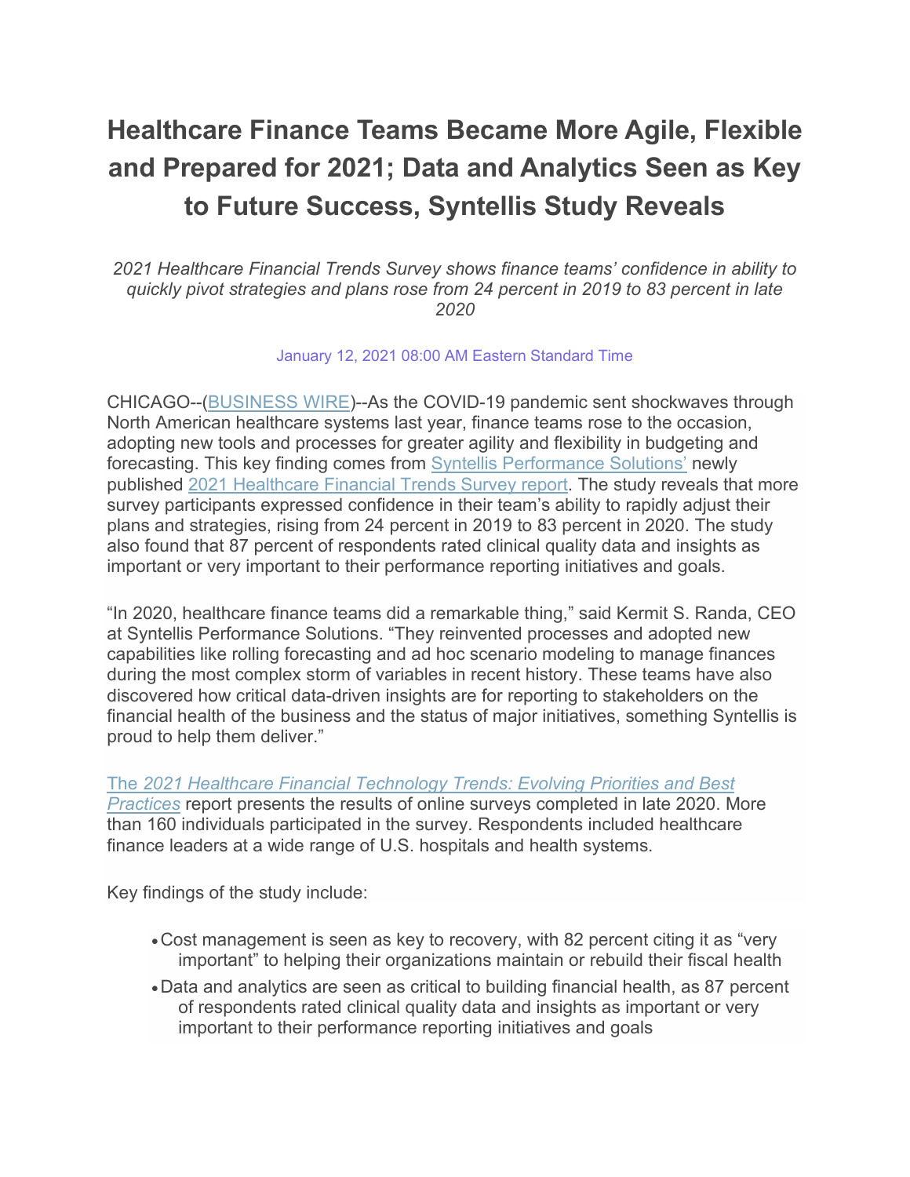# Healthcare Finance Teams Became More Agile, Flexible and Prepared for 2021; Data and Analytics Seen as Key to Future Success, Syntellis Study Reveals

*2021 Healthcare Financial Trends Survey shows finance teams' confidence in ability to quickly pivot strategies and plans rose from 24 percent in 2019 to 83 percent in late 2020*

January 12, 2021 08:00 AM Eastern Standard Time

CHICAGO--(BUSINESS WIRE)--As the COVID-19 pandemic sent shockwaves through North American healthcare systems last year, finance teams rose to the occasion, adopting new tools and processes for greater agility and flexibility in budgeting and forecasting. This key finding comes from Syntellis Performance Solutions' newly published 2021 Healthcare Financial Trends Survey report. The study reveals that more survey participants expressed confidence in their team's ability to rapidly adjust their plans and strategies, rising from 24 percent in 2019 to 83 percent in 2020. The study also found that 87 percent of respondents rated clinical quality data and insights as important or very important to their performance reporting initiatives and goals.

"In 2020, healthcare finance teams did a remarkable thing," said Kermit S. Randa, CEO at Syntellis Performance Solutions. "They reinvented processes and adopted new capabilities like rolling forecasting and ad hoc scenario modeling to manage finances during the most complex storm of variables in recent history. These teams have also discovered how critical data-driven insights are for reporting to stakeholders on the financial health of the business and the status of major initiatives, something Syntellis is proud to help them deliver."

The *2021 Healthcare Financial Technology Trends: Evolving Priorities and Best Practices* report presents the results of online surveys completed in late 2020. More than 160 individuals participated in the survey. Respondents included healthcare finance leaders at a wide range of U.S. hospitals and health systems.

Key findings of the study include:

- Cost management is seen as key to recovery, with 82 percent citing it as "very important" to helping their organizations maintain or rebuild their fiscal health
- Data and analytics are seen as critical to building financial health, as 87 percent of respondents rated clinical quality data and insights as important or very important to their performance reporting initiatives and goals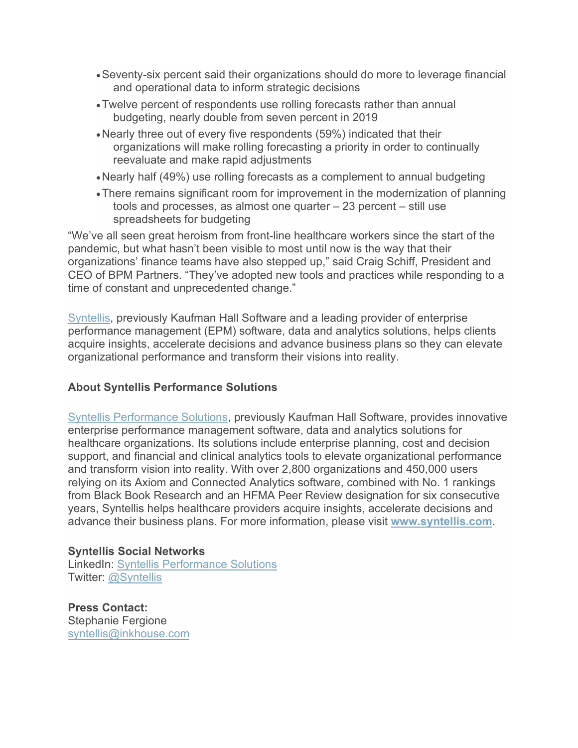- Seventy-six percent said their organizations should do more to leverage financial and operational data to inform strategic decisions
- Twelve percent of respondents use rolling forecasts rather than annual budgeting, nearly double from seven percent in 2019
- Nearly three out of every five respondents (59%) indicated that their organizations will make rolling forecasting a priority in order to continually reevaluate and make rapid adjustments
- Nearly half (49%) use rolling forecasts as a complement to annual budgeting
- There remains significant room for improvement in the modernization of planning tools and processes, as almost one quarter – 23 percent – still use spreadsheets for budgeting

"We've all seen great heroism from front-line healthcare workers since the start of the pandemic, but what hasn't been visible to most until now is the way that their organizations' finance teams have also stepped up," said Craig Schiff, President and CEO of BPM Partners. "They've adopted new tools and practices while responding to a time of constant and unprecedented change."

Syntellis, previously Kaufman Hall Software and a leading provider of enterprise performance management (EPM) software, data and analytics solutions, helps clients acquire insights, accelerate decisions and advance business plans so they can elevate organizational performance and transform their visions into reality.

**About Syntellis Performance Solutions**

Syntellis Performance Solutions, previously Kaufman Hall Software, provides innovative enterprise performance management software, data and analytics solutions for healthcare organizations. Its solutions include enterprise planning, cost and decision support, and financial and clinical analytics tools to elevate organizational performance and transform vision into reality. With over 2,800 organizations and 450,000 users relying on its Axiom and Connected Analytics software, combined with No. 1 rankings from Black Book Research and an HFMA Peer Review designation for six consecutive years, Syntellis helps healthcare providers acquire insights, accelerate decisions and advance their business plans. For more information, please visit **www.syntellis.com**.

**Syntellis Social Networks**
LinkedIn: Syntellis Performance Solutions
Twitter: @Syntellis

**Press Contact:**
Stephanie Fergione
syntellis@inkhouse.com